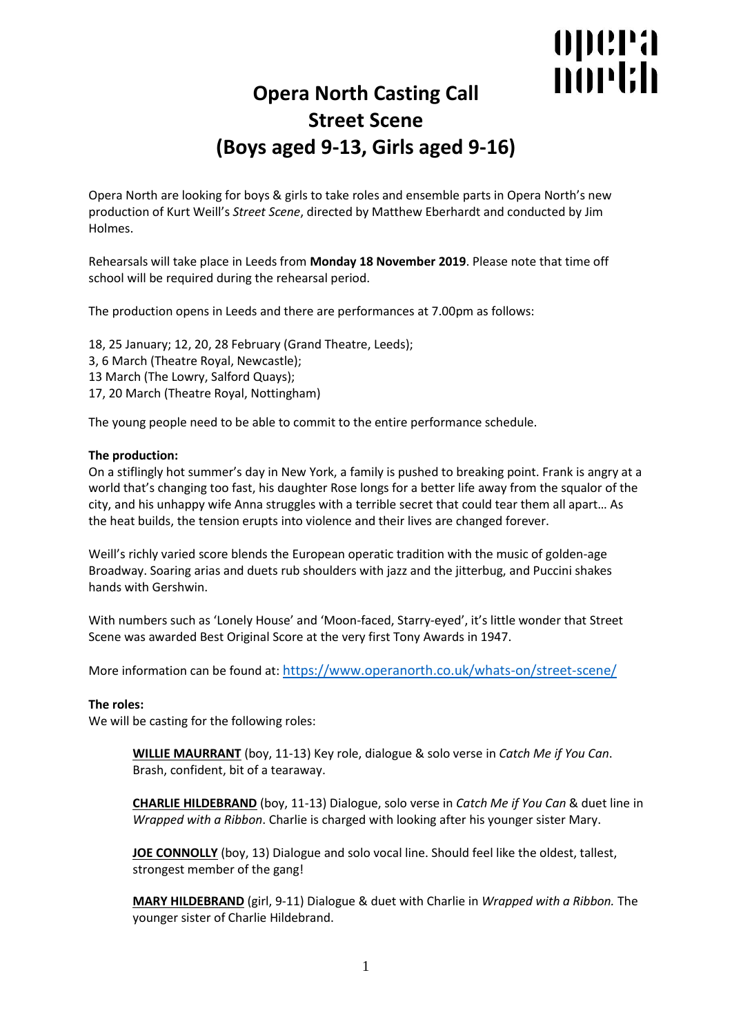# Opera North Casting Call
# Street Scene
# (Boys aged 9-13, Girls aged 9-16)

Opera North are looking for boys & girls to take roles and ensemble parts in Opera North's new production of Kurt Weill's *Street Scene*, directed by Matthew Eberhardt and conducted by Jim Holmes.

Rehearsals will take place in Leeds from **Monday 18 November 2019**. Please note that time off school will be required during the rehearsal period.

The production opens in Leeds and there are performances at 7.00pm as follows:

18, 25 January; 12, 20, 28 February (Grand Theatre, Leeds);
3, 6 March (Theatre Royal, Newcastle);
13 March (The Lowry, Salford Quays);
17, 20 March (Theatre Royal, Nottingham)

The young people need to be able to commit to the entire performance schedule.

**The production:**
On a stiflingly hot summer's day in New York, a family is pushed to breaking point. Frank is angry at a world that's changing too fast, his daughter Rose longs for a better life away from the squalor of the city, and his unhappy wife Anna struggles with a terrible secret that could tear them all apart… As the heat builds, the tension erupts into violence and their lives are changed forever.

Weill's richly varied score blends the European operatic tradition with the music of golden-age Broadway. Soaring arias and duets rub shoulders with jazz and the jitterbug, and Puccini shakes hands with Gershwin.

With numbers such as 'Lonely House' and 'Moon-faced, Starry-eyed', it's little wonder that Street Scene was awarded Best Original Score at the very first Tony Awards in 1947.

More information can be found at: https://www.operanorth.co.uk/whats-on/street-scene/

**The roles:**
We will be casting for the following roles:

**WILLIE MAURRANT** (boy, 11-13) Key role, dialogue & solo verse in *Catch Me if You Can*. Brash, confident, bit of a tearaway.

**CHARLIE HILDEBRAND** (boy, 11-13) Dialogue, solo verse in *Catch Me if You Can* & duet line in *Wrapped with a Ribbon*. Charlie is charged with looking after his younger sister Mary.

**JOE CONNOLLY** (boy, 13) Dialogue and solo vocal line. Should feel like the oldest, tallest, strongest member of the gang!

**MARY HILDEBRAND** (girl, 9-11) Dialogue & duet with Charlie in *Wrapped with a Ribbon.* The younger sister of Charlie Hildebrand.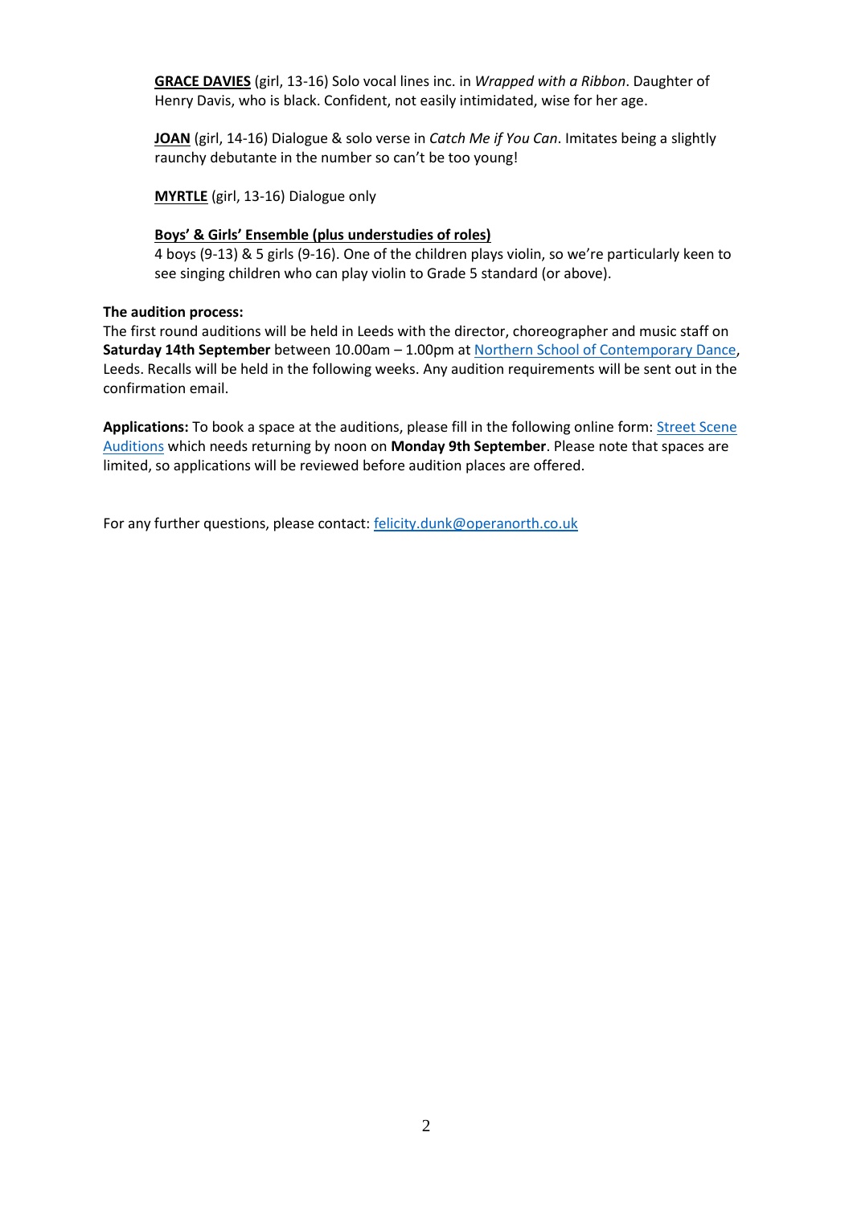**GRACE DAVIES** (girl, 13-16) Solo vocal lines inc. in *Wrapped with a Ribbon*. Daughter of Henry Davis, who is black. Confident, not easily intimidated, wise for her age.

**JOAN** (girl, 14-16) Dialogue & solo verse in *Catch Me if You Can*. Imitates being a slightly raunchy debutante in the number so can't be too young!

**MYRTLE** (girl, 13-16) Dialogue only

**Boys' & Girls' Ensemble (plus understudies of roles)**
4 boys (9-13) & 5 girls (9-16). One of the children plays violin, so we're particularly keen to see singing children who can play violin to Grade 5 standard (or above).

**The audition process:**
The first round auditions will be held in Leeds with the director, choreographer and music staff on **Saturday 14th September** between 10.00am – 1.00pm at Northern School of Contemporary Dance, Leeds. Recalls will be held in the following weeks. Any audition requirements will be sent out in the confirmation email.

**Applications:** To book a space at the auditions, please fill in the following online form: Street Scene Auditions which needs returning by noon on **Monday 9th September**. Please note that spaces are limited, so applications will be reviewed before audition places are offered.

For any further questions, please contact: felicity.dunk@operanorth.co.uk